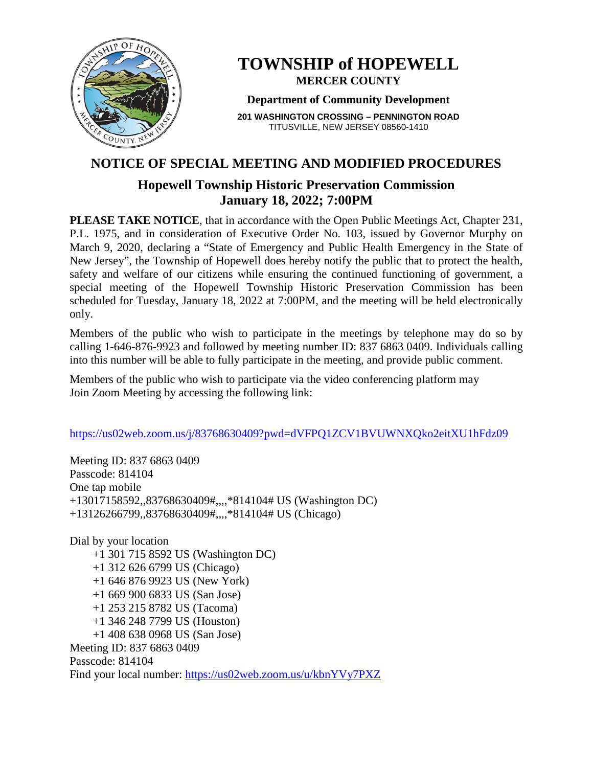# TOWNSHIP of HOPEWELL

**MERCER COUNTY**

**Department of Community Development**

**201 WASHINGTON CROSSING – PENNINGTON ROAD**
TITUSVILLE, NEW JERSEY 08560-1410

## NOTICE OF SPECIAL MEETING AND MODIFIED PROCEDURES

### Hopewell Township Historic Preservation Commission
### January 18, 2022; 7:00PM

**PLEASE TAKE NOTICE**, that in accordance with the Open Public Meetings Act, Chapter 231, P.L. 1975, and in consideration of Executive Order No. 103, issued by Governor Murphy on March 9, 2020, declaring a "State of Emergency and Public Health Emergency in the State of New Jersey", the Township of Hopewell does hereby notify the public that to protect the health, safety and welfare of our citizens while ensuring the continued functioning of government, a special meeting of the Hopewell Township Historic Preservation Commission has been scheduled for Tuesday, January 18, 2022 at 7:00PM, and the meeting will be held electronically only.

Members of the public who wish to participate in the meetings by telephone may do so by calling 1-646-876-9923 and followed by meeting number ID: 837 6863 0409. Individuals calling into this number will be able to fully participate in the meeting, and provide public comment.

Members of the public who wish to participate via the video conferencing platform may Join Zoom Meeting by accessing the following link:

https://us02web.zoom.us/j/83768630409?pwd=dVFPQ1ZCV1BVUWNXQko2eitXU1hFdz09

Meeting ID: 837 6863 0409
Passcode: 814104
One tap mobile
+13017158592,,83768630409#,,,,*814104# US (Washington DC)
+13126266799,,83768630409#,,,,*814104# US (Chicago)

Dial by your location
+1 301 715 8592 US (Washington DC)
+1 312 626 6799 US (Chicago)
+1 646 876 9923 US (New York)
+1 669 900 6833 US (San Jose)
+1 253 215 8782 US (Tacoma)
+1 346 248 7799 US (Houston)
+1 408 638 0968 US (San Jose)
Meeting ID: 837 6863 0409
Passcode: 814104
Find your local number: https://us02web.zoom.us/u/kbnYVy7PXZ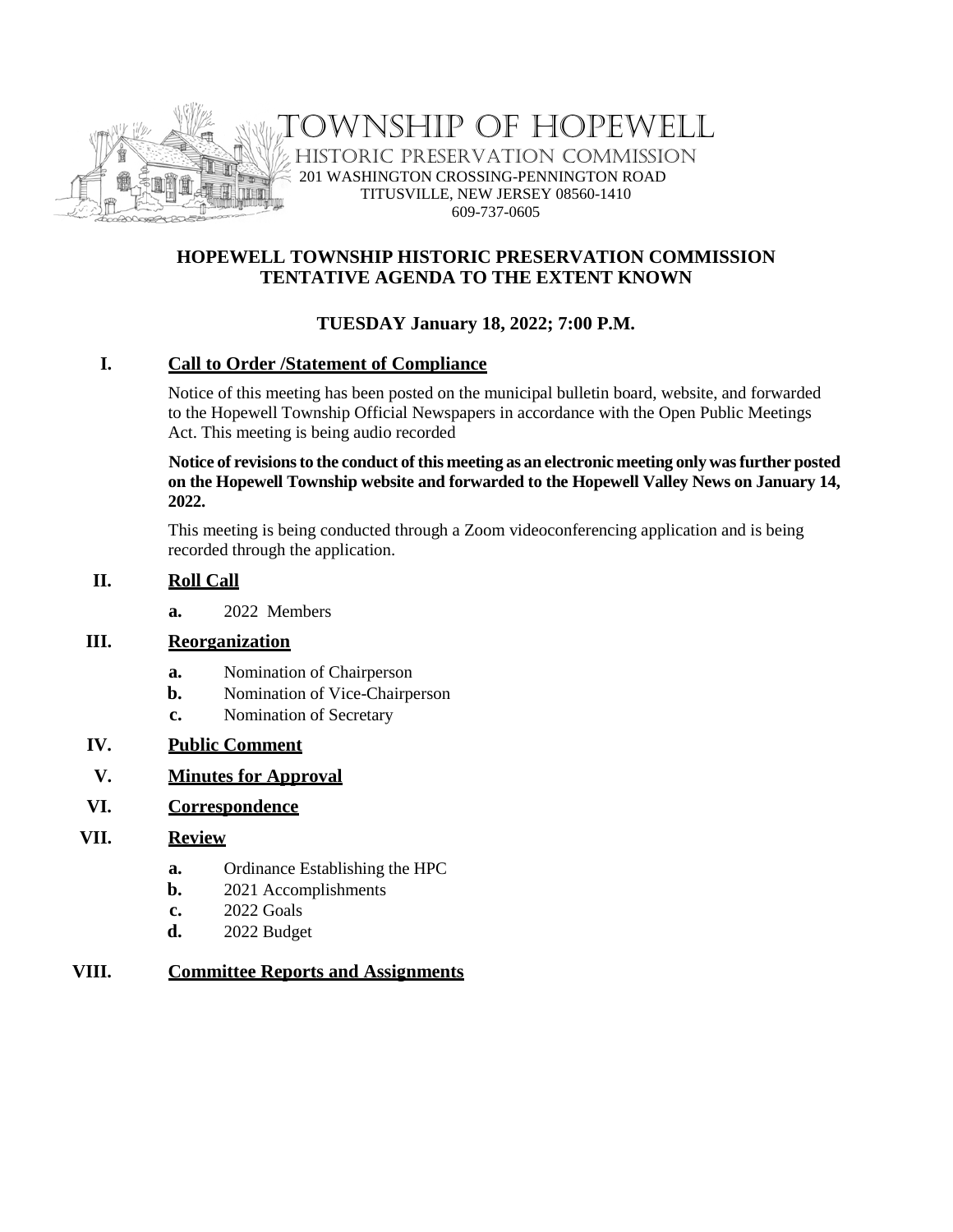# TOWNSHIP OF HOPEWELL

HISTORIC PRESERVATION COMMISSION
201 WASHINGTON CROSSING-PENNINGTON ROAD
TITUSVILLE, NEW JERSEY 08560-1410
609-737-0605

## HOPEWELL TOWNSHIP HISTORIC PRESERVATION COMMISSION
## TENTATIVE AGENDA TO THE EXTENT KNOWN

**TUESDAY January 18, 2022; 7:00 P.M.**

**I. Call to Order /Statement of Compliance**

Notice of this meeting has been posted on the municipal bulletin board, website, and forwarded to the Hopewell Township Official Newspapers in accordance with the Open Public Meetings Act. This meeting is being audio recorded

**Notice of revisions to the conduct of this meeting as an electronic meeting only was further posted on the Hopewell Township website and forwarded to the Hopewell Valley News on January 14, 2022.**

This meeting is being conducted through a Zoom videoconferencing application and is being recorded through the application.

**II. Roll Call**

- **a.** 2022 Members

**III. Reorganization**

- **a.** Nomination of Chairperson
- **b.** Nomination of Vice-Chairperson
- **c.** Nomination of Secretary

**IV. Public Comment**

**V. Minutes for Approval**

**VI. Correspondence**

**VII. Review**

- **a.** Ordinance Establishing the HPC
- **b.** 2021 Accomplishments
- **c.** 2022 Goals
- **d.** 2022 Budget

**VIII. Committee Reports and Assignments**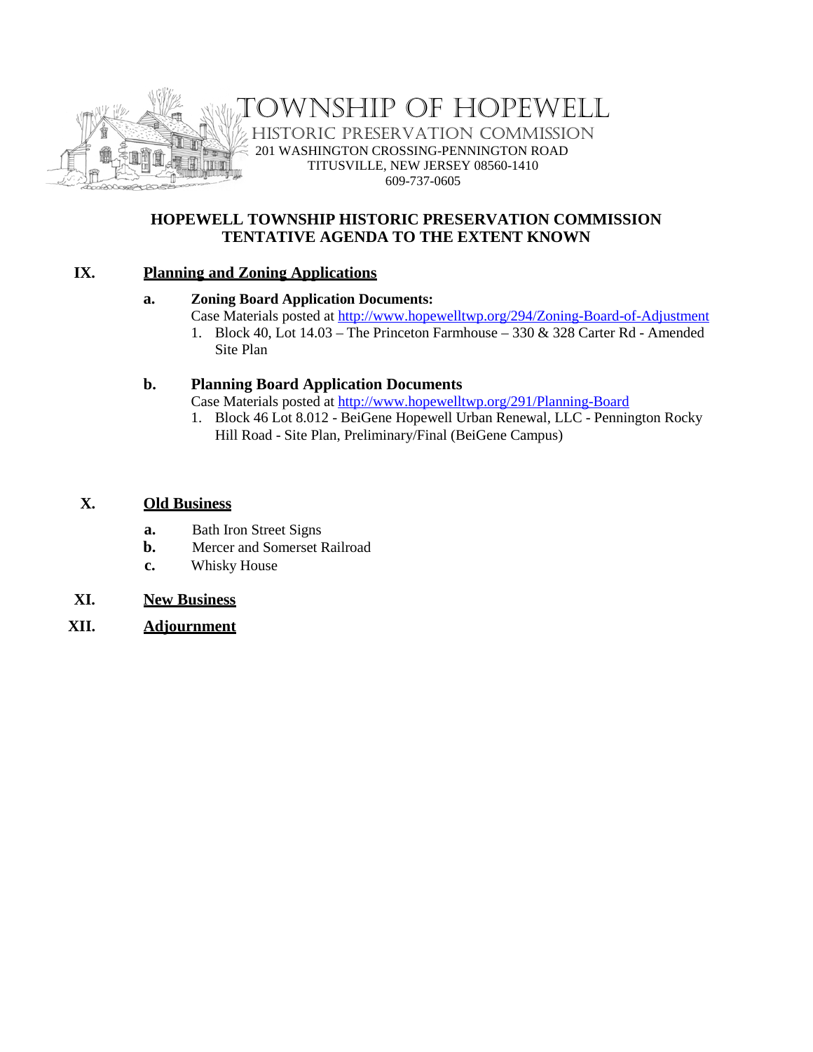# TOWNSHIP OF HOPEWELL

## HISTORIC PRESERVATION COMMISSION

201 WASHINGTON CROSSING-PENNINGTON ROAD
TITUSVILLE, NEW JERSEY 08560-1410
609-737-0605

**HOPEWELL TOWNSHIP HISTORIC PRESERVATION COMMISSION**
**TENTATIVE AGENDA TO THE EXTENT KNOWN**

## IX. Planning and Zoning Applications

**a. Zoning Board Application Documents:**

Case Materials posted at http://www.hopewelltwp.org/294/Zoning-Board-of-Adjustment

1. Block 40, Lot 14.03 – The Princeton Farmhouse – 330 & 328 Carter Rd - Amended Site Plan

**b. Planning Board Application Documents**

Case Materials posted at http://www.hopewelltwp.org/291/Planning-Board

1. Block 46 Lot 8.012 - BeiGene Hopewell Urban Renewal, LLC - Pennington Rocky Hill Road - Site Plan, Preliminary/Final (BeiGene Campus)

## X. Old Business

**a.** Bath Iron Street Signs
**b.** Mercer and Somerset Railroad
**c.** Whisky House

## XI. New Business

## XII. Adjournment